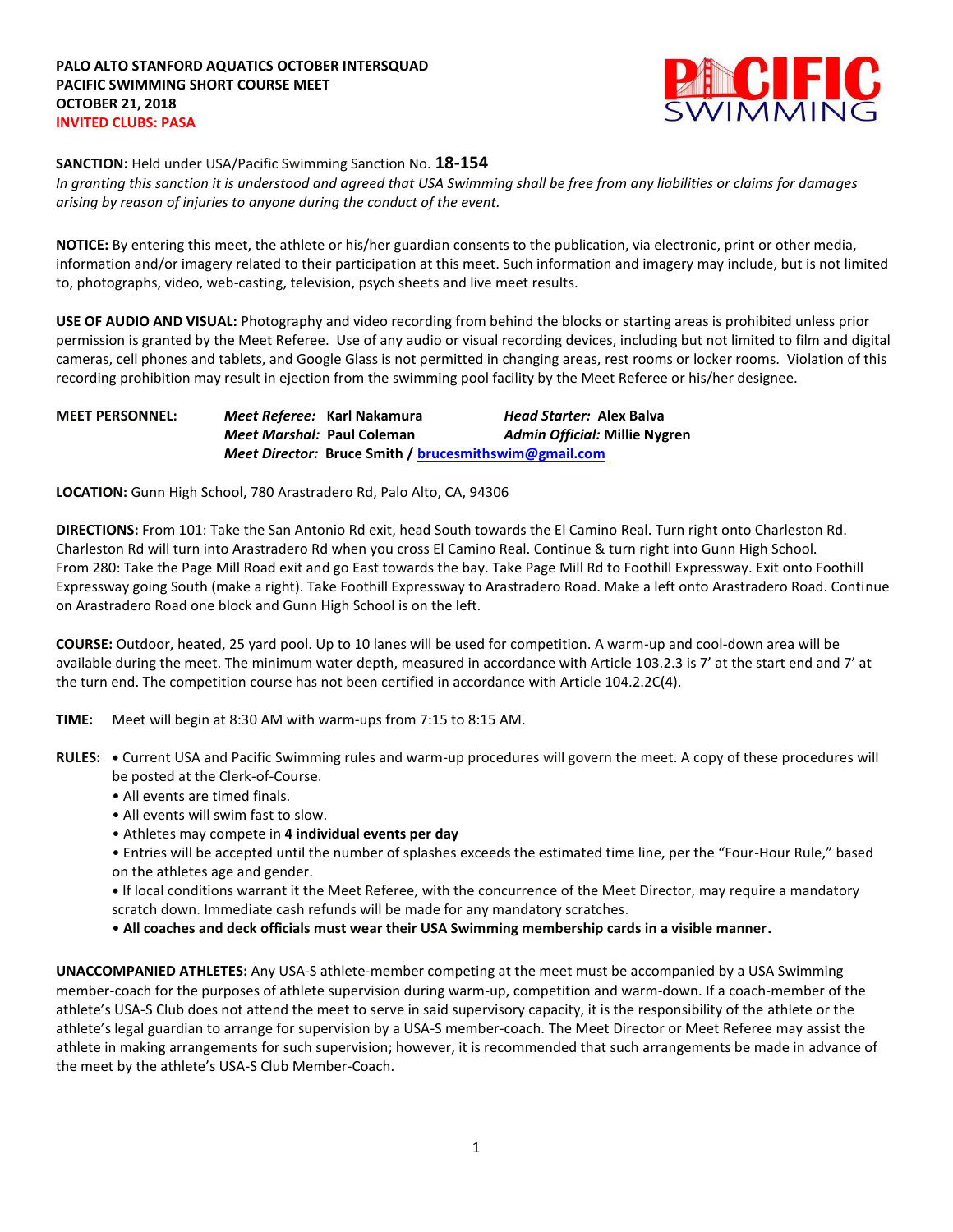**PALO ALTO STANFORD AQUATICS OCTOBER INTERSQUAD**
**PACIFIC SWIMMING SHORT COURSE MEET**
**OCTOBER 21, 2018**
**INVITED CLUBS: PASA**

**SANCTION:** Held under USA/Pacific Swimming Sanction No. **18-154**
*In granting this sanction it is understood and agreed that USA Swimming shall be free from any liabilities or claims for damages arising by reason of injuries to anyone during the conduct of the event.*

**NOTICE:** By entering this meet, the athlete or his/her guardian consents to the publication, via electronic, print or other media, information and/or imagery related to their participation at this meet. Such information and imagery may include, but is not limited to, photographs, video, web-casting, television, psych sheets and live meet results.

**USE OF AUDIO AND VISUAL:** Photography and video recording from behind the blocks or starting areas is prohibited unless prior permission is granted by the Meet Referee. Use of any audio or visual recording devices, including but not limited to film and digital cameras, cell phones and tablets, and Google Glass is not permitted in changing areas, rest rooms or locker rooms. Violation of this recording prohibition may result in ejection from the swimming pool facility by the Meet Referee or his/her designee.

**MEET PERSONNEL:** ***Meet Referee:*** **Karl Nakamura** ***Head Starter:*** **Alex Balva**
***Meet Marshal:*** **Paul Coleman** ***Admin Official:*** **Millie Nygren**
***Meet Director:*** **Bruce Smith / brucesmithswim@gmail.com**

**LOCATION:** Gunn High School, 780 Arastradero Rd, Palo Alto, CA, 94306

**DIRECTIONS:** From 101: Take the San Antonio Rd exit, head South towards the El Camino Real. Turn right onto Charleston Rd. Charleston Rd will turn into Arastradero Rd when you cross El Camino Real. Continue & turn right into Gunn High School. From 280: Take the Page Mill Road exit and go East towards the bay. Take Page Mill Rd to Foothill Expressway. Exit onto Foothill Expressway going South (make a right). Take Foothill Expressway to Arastradero Road. Make a left onto Arastradero Road. Continue on Arastradero Road one block and Gunn High School is on the left.

**COURSE:** Outdoor, heated, 25 yard pool. Up to 10 lanes will be used for competition. A warm-up and cool-down area will be available during the meet. The minimum water depth, measured in accordance with Article 103.2.3 is 7' at the start end and 7' at the turn end. The competition course has not been certified in accordance with Article 104.2.2C(4).

**TIME:** Meet will begin at 8:30 AM with warm-ups from 7:15 to 8:15 AM.

**RULES:**
- Current USA and Pacific Swimming rules and warm-up procedures will govern the meet. A copy of these procedures will be posted at the Clerk-of-Course.
- All events are timed finals.
- All events will swim fast to slow.
- Athletes may compete in **4 individual events per day**
- Entries will be accepted until the number of splashes exceeds the estimated time line, per the "Four-Hour Rule," based on the athletes age and gender.
- If local conditions warrant it the Meet Referee, with the concurrence of the Meet Director, may require a mandatory scratch down. Immediate cash refunds will be made for any mandatory scratches.
- **All coaches and deck officials must wear their USA Swimming membership cards in a visible manner.**

**UNACCOMPANIED ATHLETES:** Any USA-S athlete-member competing at the meet must be accompanied by a USA Swimming member-coach for the purposes of athlete supervision during warm-up, competition and warm-down. If a coach-member of the athlete's USA-S Club does not attend the meet to serve in said supervisory capacity, it is the responsibility of the athlete or the athlete's legal guardian to arrange for supervision by a USA-S member-coach. The Meet Director or Meet Referee may assist the athlete in making arrangements for such supervision; however, it is recommended that such arrangements be made in advance of the meet by the athlete's USA-S Club Member-Coach.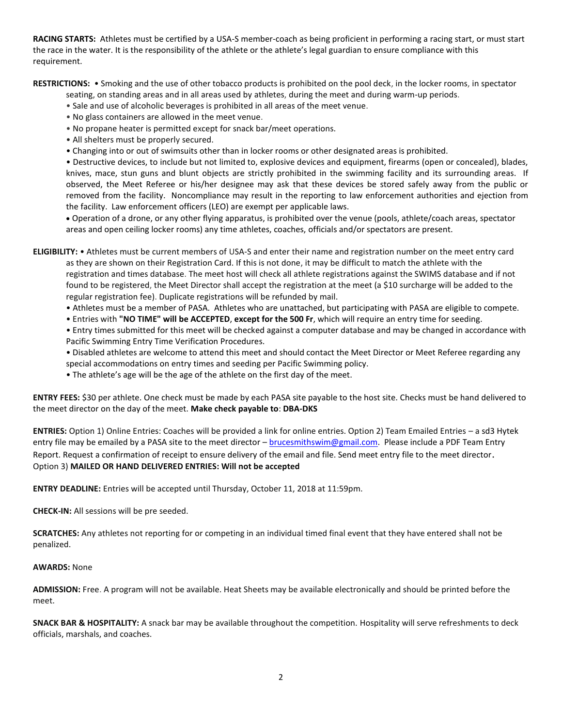**RACING STARTS:** Athletes must be certified by a USA-S member-coach as being proficient in performing a racing start, or must start the race in the water. It is the responsibility of the athlete or the athlete's legal guardian to ensure compliance with this requirement.

**RESTRICTIONS:** • Smoking and the use of other tobacco products is prohibited on the pool deck, in the locker rooms, in spectator seating, on standing areas and in all areas used by athletes, during the meet and during warm-up periods.

- Sale and use of alcoholic beverages is prohibited in all areas of the meet venue.
- No glass containers are allowed in the meet venue.
- No propane heater is permitted except for snack bar/meet operations.
- All shelters must be properly secured.
- Changing into or out of swimsuits other than in locker rooms or other designated areas is prohibited.
- Destructive devices, to include but not limited to, explosive devices and equipment, firearms (open or concealed), blades, knives, mace, stun guns and blunt objects are strictly prohibited in the swimming facility and its surrounding areas. If observed, the Meet Referee or his/her designee may ask that these devices be stored safely away from the public or removed from the facility. Noncompliance may result in the reporting to law enforcement authorities and ejection from the facility. Law enforcement officers (LEO) are exempt per applicable laws.
- Operation of a drone, or any other flying apparatus, is prohibited over the venue (pools, athlete/coach areas, spectator areas and open ceiling locker rooms) any time athletes, coaches, officials and/or spectators are present.

**ELIGIBILITY:** • Athletes must be current members of USA-S and enter their name and registration number on the meet entry card as they are shown on their Registration Card. If this is not done, it may be difficult to match the athlete with the registration and times database. The meet host will check all athlete registrations against the SWIMS database and if not found to be registered, the Meet Director shall accept the registration at the meet (a $10 surcharge will be added to the regular registration fee). Duplicate registrations will be refunded by mail.

- Athletes must be a member of PASA. Athletes who are unattached, but participating with PASA are eligible to compete.
- Entries with **"NO TIME" will be ACCEPTED**, **except for the 500 Fr**, which will require an entry time for seeding.
- Entry times submitted for this meet will be checked against a computer database and may be changed in accordance with Pacific Swimming Entry Time Verification Procedures.
- Disabled athletes are welcome to attend this meet and should contact the Meet Director or Meet Referee regarding any special accommodations on entry times and seeding per Pacific Swimming policy.
- The athlete's age will be the age of the athlete on the first day of the meet.

**ENTRY FEES:** $30 per athlete. One check must be made by each PASA site payable to the host site. Checks must be hand delivered to the meet director on the day of the meet. **Make check payable to**: **DBA-DKS**

**ENTRIES:** Option 1) Online Entries: Coaches will be provided a link for online entries. Option 2) Team Emailed Entries – a sd3 Hytek entry file may be emailed by a PASA site to the meet director – brucesmithswim@gmail.com. Please include a PDF Team Entry Report. Request a confirmation of receipt to ensure delivery of the email and file. Send meet entry file to the meet director. Option 3) **MAILED OR HAND DELIVERED ENTRIES: Will not be accepted**

**ENTRY DEADLINE:** Entries will be accepted until Thursday, October 11, 2018 at 11:59pm.

**CHECK-IN:** All sessions will be pre seeded.

**SCRATCHES:** Any athletes not reporting for or competing in an individual timed final event that they have entered shall not be penalized.

**AWARDS:** None

**ADMISSION:** Free. A program will not be available. Heat Sheets may be available electronically and should be printed before the meet.

**SNACK BAR & HOSPITALITY:** A snack bar may be available throughout the competition. Hospitality will serve refreshments to deck officials, marshals, and coaches.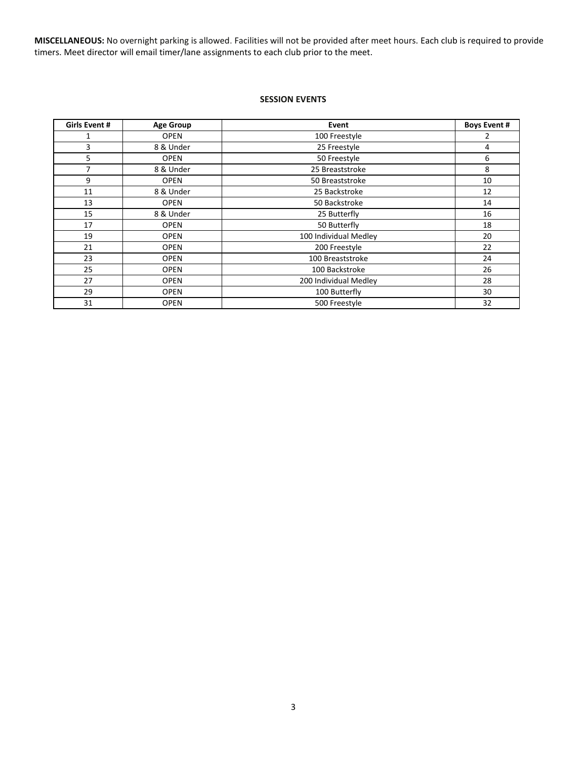**MISCELLANEOUS:** No overnight parking is allowed. Facilities will not be provided after meet hours. Each club is required to provide timers. Meet director will email timer/lane assignments to each club prior to the meet.

**SESSION EVENTS**

| Girls Event # | Age Group | Event | Boys Event # |
|---|---|---|---|
| 1 | OPEN | 100 Freestyle | 2 |
| 3 | 8 & Under | 25 Freestyle | 4 |
| 5 | OPEN | 50 Freestyle | 6 |
| 7 | 8 & Under | 25 Breaststroke | 8 |
| 9 | OPEN | 50 Breaststroke | 10 |
| 11 | 8 & Under | 25 Backstroke | 12 |
| 13 | OPEN | 50 Backstroke | 14 |
| 15 | 8 & Under | 25 Butterfly | 16 |
| 17 | OPEN | 50 Butterfly | 18 |
| 19 | OPEN | 100 Individual Medley | 20 |
| 21 | OPEN | 200 Freestyle | 22 |
| 23 | OPEN | 100 Breaststroke | 24 |
| 25 | OPEN | 100 Backstroke | 26 |
| 27 | OPEN | 200 Individual Medley | 28 |
| 29 | OPEN | 100 Butterfly | 30 |
| 31 | OPEN | 500 Freestyle | 32 |